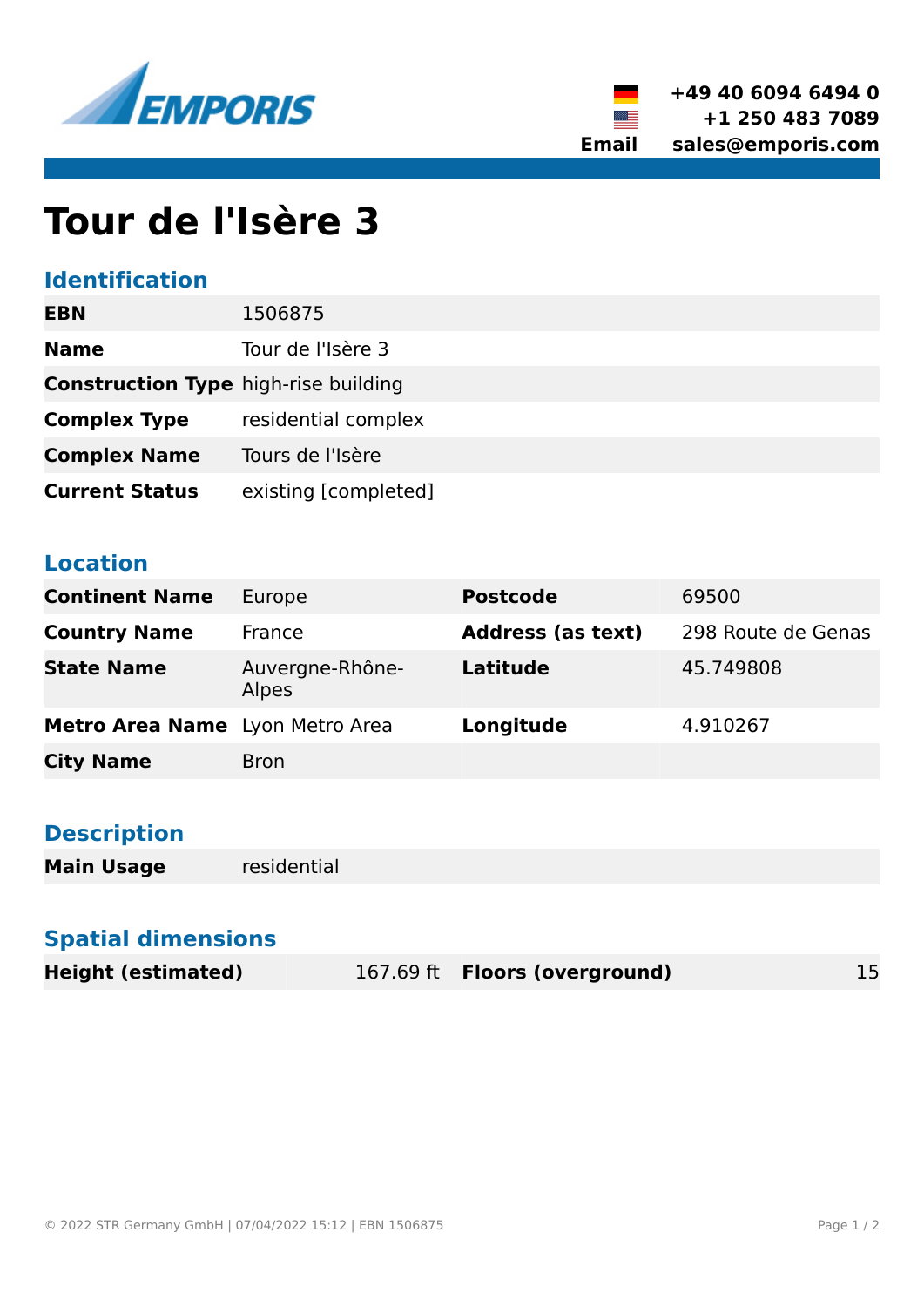EMPORIS

+49 40 6094 6494 0
+1 250 483 7089
Email sales@emporis.com

# Tour de l'Isère 3

## Identification

| | |
|---|---|
| **EBN** | 1506875 |
| **Name** | Tour de l'Isère 3 |
| **Construction Type** | high-rise building |
| **Complex Type** | residential complex |
| **Complex Name** | Tours de l'Isère |
| **Current Status** | existing [completed] |

## Location

| | | | |
|---|---|---|---|
| **Continent Name** | Europe | **Postcode** | 69500 |
| **Country Name** | France | **Address (as text)** | 298 Route de Genas |
| **State Name** | Auvergne-Rhône-Alpes | **Latitude** | 45.749808 |
| **Metro Area Name** | Lyon Metro Area | **Longitude** | 4.910267 |
| **City Name** | Bron | | |

## Description

| | |
|---|---|
| **Main Usage** | residential |

## Spatial dimensions

| | | | |
|---|---|---|---|
| **Height (estimated)** | 167.69 ft | **Floors (overground)** | 15 |

© 2022 STR Germany GmbH | 07/04/2022 15:12 | EBN 1506875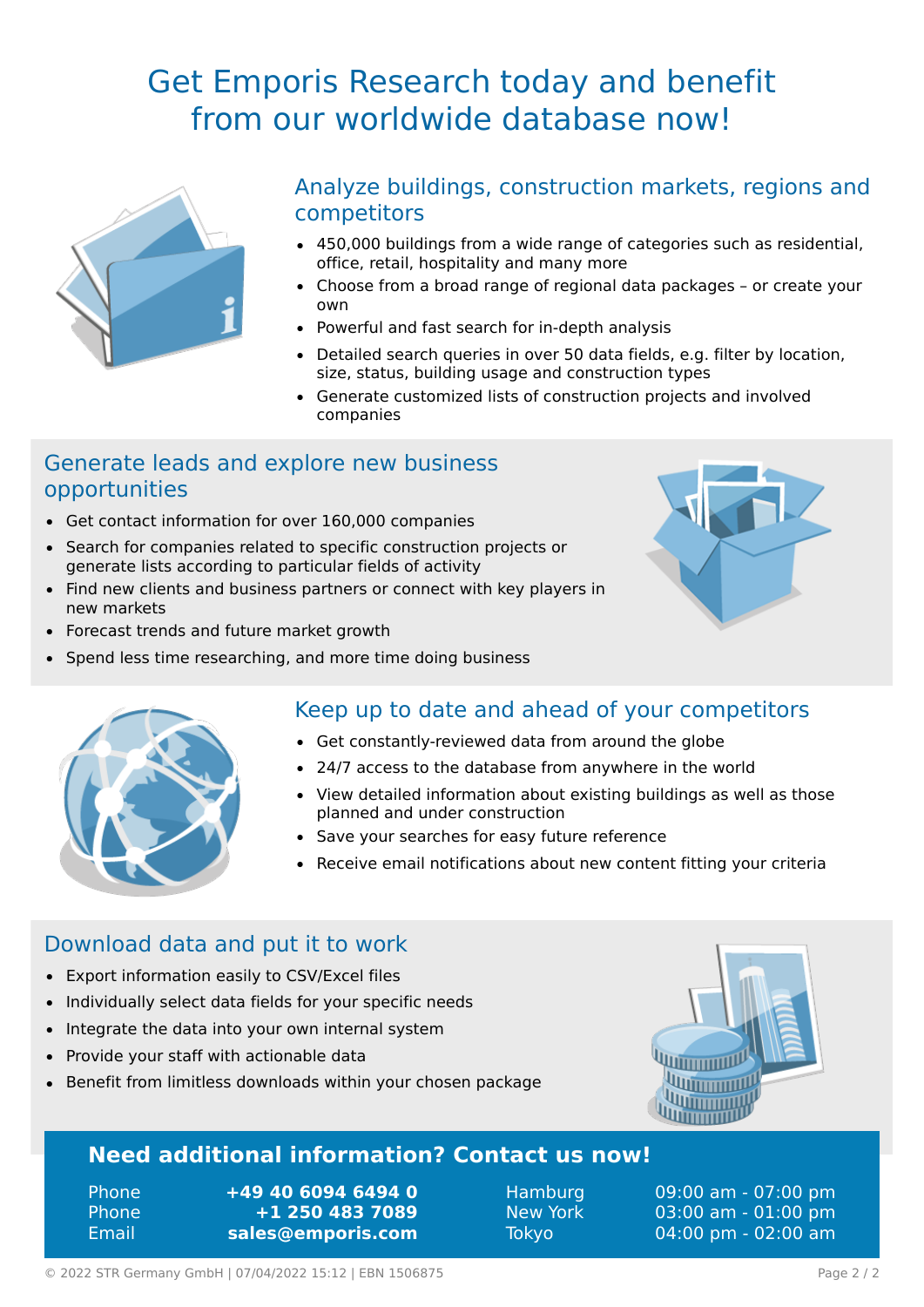# Get Emporis Research today and benefit from our worldwide database now!

## Analyze buildings, construction markets, regions and competitors

- 450,000 buildings from a wide range of categories such as residential, office, retail, hospitality and many more
- Choose from a broad range of regional data packages – or create your own
- Powerful and fast search for in-depth analysis
- Detailed search queries in over 50 data fields, e.g. filter by location, size, status, building usage and construction types
- Generate customized lists of construction projects and involved companies

## Generate leads and explore new business opportunities

- Get contact information for over 160,000 companies
- Search for companies related to specific construction projects or generate lists according to particular fields of activity
- Find new clients and business partners or connect with key players in new markets
- Forecast trends and future market growth
- Spend less time researching, and more time doing business

## Keep up to date and ahead of your competitors

- Get constantly-reviewed data from around the globe
- 24/7 access to the database from anywhere in the world
- View detailed information about existing buildings as well as those planned and under construction
- Save your searches for easy future reference
- Receive email notifications about new content fitting your criteria

## Download data and put it to work

- Export information easily to CSV/Excel files
- Individually select data fields for your specific needs
- Integrate the data into your own internal system
- Provide your staff with actionable data
- Benefit from limitless downloads within your chosen package

## Need additional information? Contact us now!

| | | | |
|---|---|---|---|
| Phone | **+49 40 6094 6494 0** | Hamburg | 09:00 am - 07:00 pm |
| Phone | **+1 250 483 7089** | New York | 03:00 am - 01:00 pm |
| Email | **sales@emporis.com** | Tokyo | 04:00 pm - 02:00 am |

© 2022 STR Germany GmbH | 07/04/2022 15:12 | EBN 1506875